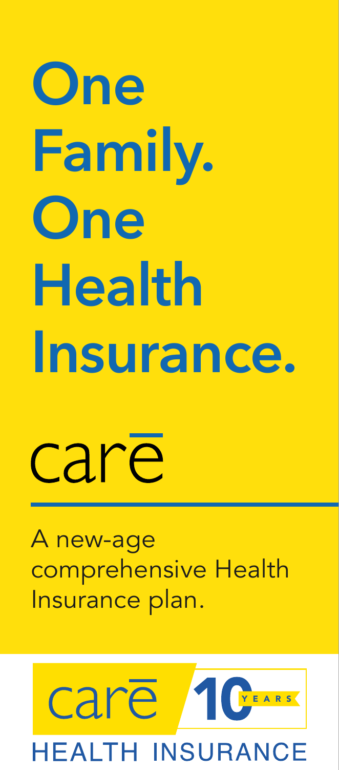# One Family. One Health Insurance.

carē

A new-age comprehensive Health Insurance plan.

carē 10 YEARS

HEALTH INSURANCE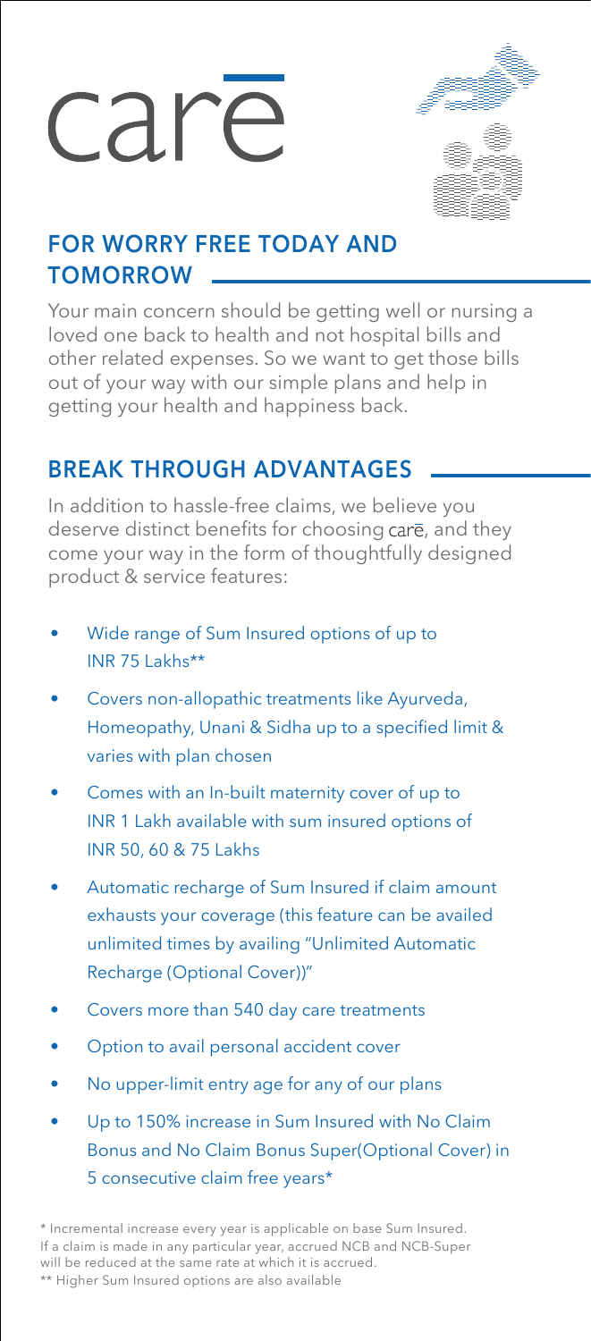# carē

## FOR WORRY FREE TODAY AND TOMORROW

Your main concern should be getting well or nursing a loved one back to health and not hospital bills and other related expenses. So we want to get those bills out of your way with our simple plans and help in getting your health and happiness back.

## BREAK THROUGH ADVANTAGES

In addition to hassle-free claims, we believe you deserve distinct benefits for choosing carē, and they come your way in the form of thoughtfully designed product & service features:

- Wide range of Sum Insured options of up to INR 75 Lakhs**
- Covers non-allopathic treatments like Ayurveda, Homeopathy, Unani & Sidha up to a specified limit & varies with plan chosen
- Comes with an In-built maternity cover of up to INR 1 Lakh available with sum insured options of INR 50, 60 & 75 Lakhs
- Automatic recharge of Sum Insured if claim amount exhausts your coverage (this feature can be availed unlimited times by availing "Unlimited Automatic Recharge (Optional Cover))"
- Covers more than 540 day care treatments
- Option to avail personal accident cover
- No upper-limit entry age for any of our plans
- Up to 150% increase in Sum Insured with No Claim Bonus and No Claim Bonus Super(Optional Cover) in 5 consecutive claim free years*

\* Incremental increase every year is applicable on base Sum Insured. If a claim is made in any particular year, accrued NCB and NCB-Super will be reduced at the same rate at which it is accrued.

** Higher Sum Insured options are also available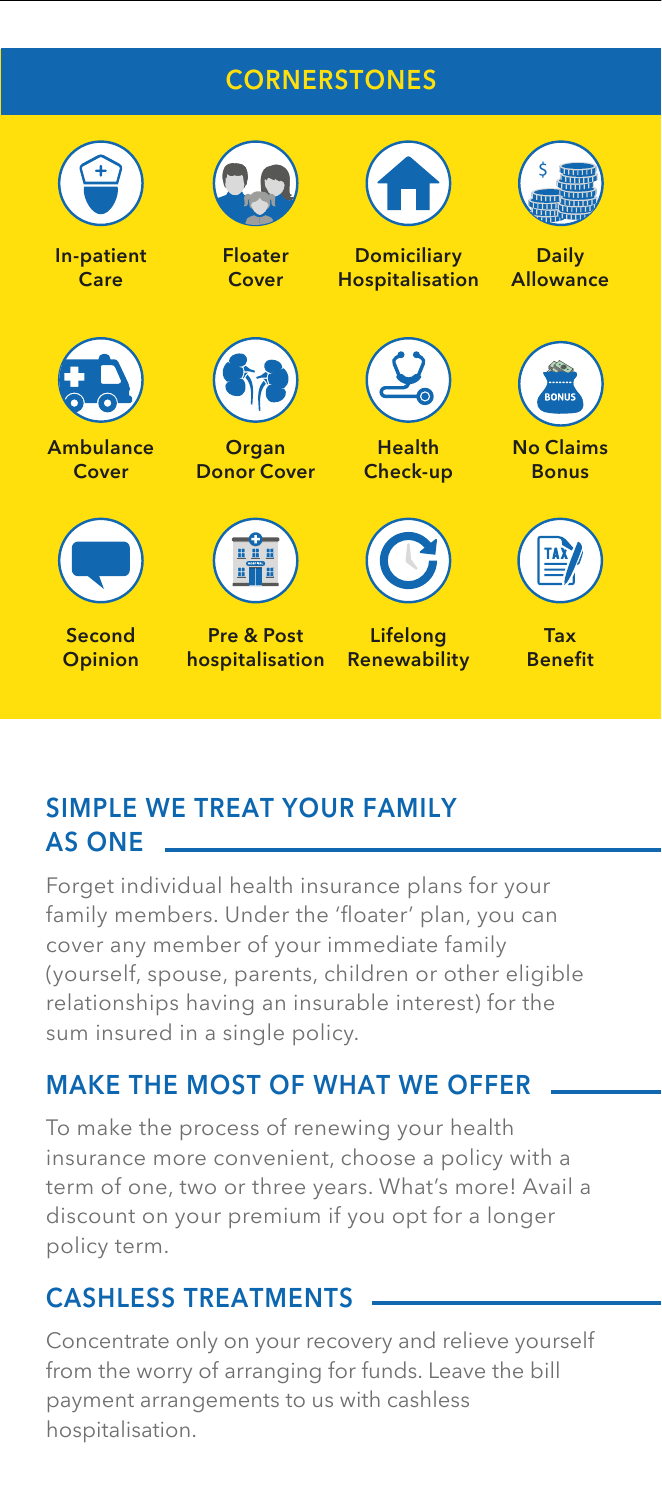## CORNERSTONES

- In-patient Care
- Floater Cover
- Domiciliary Hospitalisation
- Daily Allowance
- Ambulance Cover
- Organ Donor Cover
- Health Check-up
- No Claims Bonus
- Second Opinion
- Pre & Post hospitalisation
- Lifelong Renewability
- Tax Benefit

## SIMPLE WE TREAT YOUR FAMILY AS ONE

Forget individual health insurance plans for your family members. Under the 'floater' plan, you can cover any member of your immediate family (yourself, spouse, parents, children or other eligible relationships having an insurable interest) for the sum insured in a single policy.

## MAKE THE MOST OF WHAT WE OFFER

To make the process of renewing your health insurance more convenient, choose a policy with a term of one, two or three years. What's more! Avail a discount on your premium if you opt for a longer policy term.

## CASHLESS TREATMENTS

Concentrate only on your recovery and relieve yourself from the worry of arranging for funds. Leave the bill payment arrangements to us with cashless hospitalisation.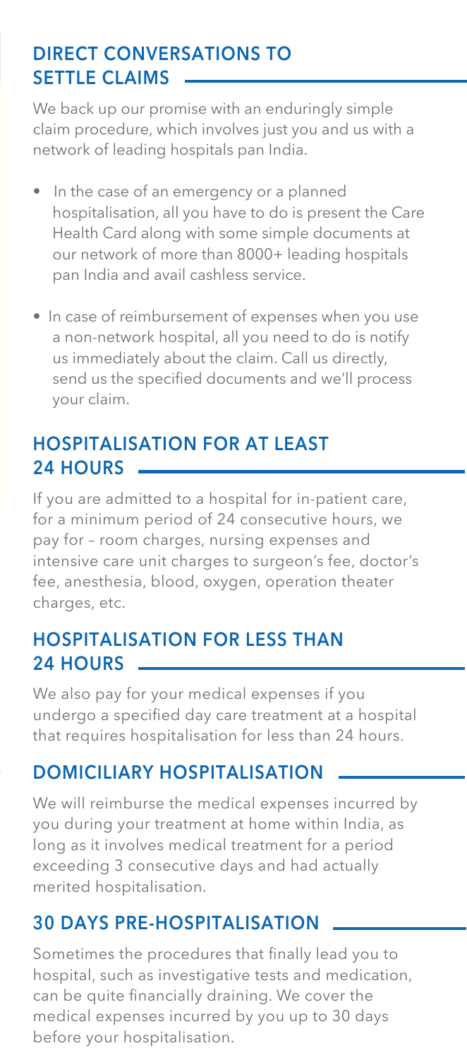## DIRECT CONVERSATIONS TO SETTLE CLAIMS

We back up our promise with an enduringly simple claim procedure, which involves just you and us with a network of leading hospitals pan India.

- In the case of an emergency or a planned hospitalisation, all you have to do is present the Care Health Card along with some simple documents at our network of more than 8000+ leading hospitals pan India and avail cashless service.
- In case of reimbursement of expenses when you use a non-network hospital, all you need to do is notify us immediately about the claim. Call us directly, send us the specified documents and we'll process your claim.

## HOSPITALISATION FOR AT LEAST 24 HOURS

If you are admitted to a hospital for in-patient care, for a minimum period of 24 consecutive hours, we pay for – room charges, nursing expenses and intensive care unit charges to surgeon's fee, doctor's fee, anesthesia, blood, oxygen, operation theater charges, etc.

## HOSPITALISATION FOR LESS THAN 24 HOURS

We also pay for your medical expenses if you undergo a specified day care treatment at a hospital that requires hospitalisation for less than 24 hours.

## DOMICILIARY HOSPITALISATION

We will reimburse the medical expenses incurred by you during your treatment at home within India, as long as it involves medical treatment for a period exceeding 3 consecutive days and had actually merited hospitalisation.

## 30 DAYS PRE-HOSPITALISATION

Sometimes the procedures that finally lead you to hospital, such as investigative tests and medication, can be quite financially draining. We cover the medical expenses incurred by you up to 30 days before your hospitalisation.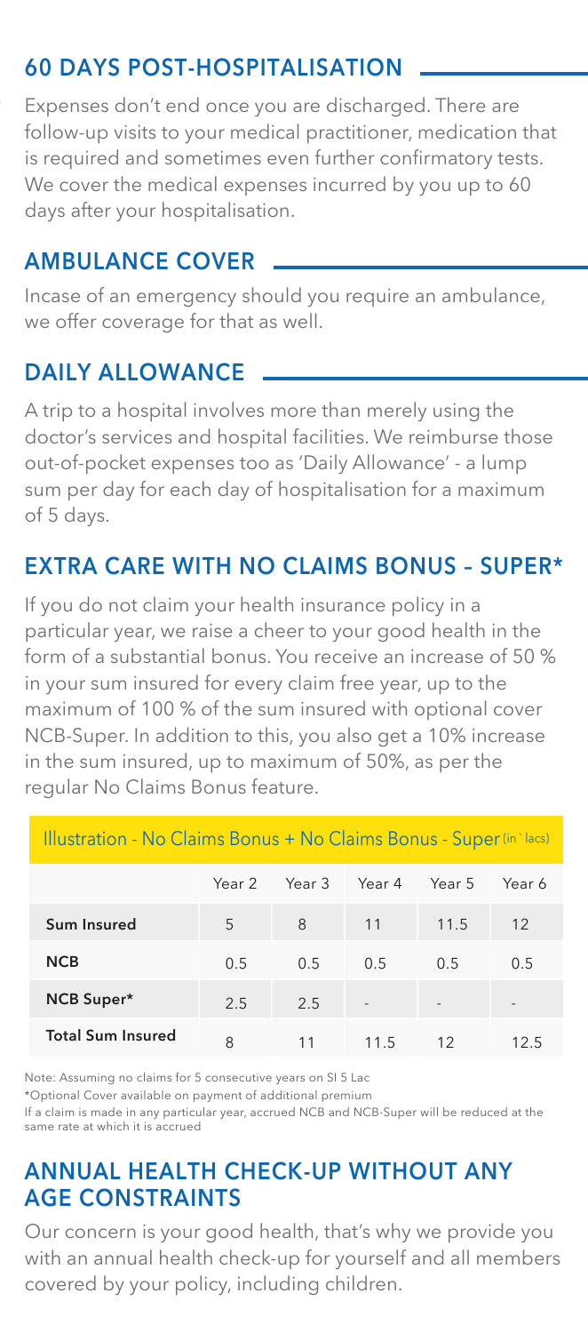## 60 DAYS POST-HOSPITALISATION

Expenses don't end once you are discharged. There are follow-up visits to your medical practitioner, medication that is required and sometimes even further confirmatory tests. We cover the medical expenses incurred by you up to 60 days after your hospitalisation.

## AMBULANCE COVER

Incase of an emergency should you require an ambulance, we offer coverage for that as well.

## DAILY ALLOWANCE

A trip to a hospital involves more than merely using the doctor's services and hospital facilities. We reimburse those out-of-pocket expenses too as 'Daily Allowance' - a lump sum per day for each day of hospitalisation for a maximum of 5 days.

## EXTRA CARE WITH NO CLAIMS BONUS – SUPER*

If you do not claim your health insurance policy in a particular year, we raise a cheer to your good health in the form of a substantial bonus. You receive an increase of 50 % in your sum insured for every claim free year, up to the maximum of 100 % of the sum insured with optional cover NCB-Super. In addition to this, you also get a 10% increase in the sum insured, up to maximum of 50%, as per the regular No Claims Bonus feature.

Illustration - No Claims Bonus + No Claims Bonus - Super (in ` lacs)

| | Year 2 | Year 3 | Year 4 | Year 5 | Year 6 |
|---|---|---|---|---|---|
| **Sum Insured** | 5 | 8 | 11 | 11.5 | 12 |
| **NCB** | 0.5 | 0.5 | 0.5 | 0.5 | 0.5 |
| **NCB Super*** | 2.5 | 2.5 | - | - | - |
| **Total Sum Insured** | 8 | 11 | 11.5 | 12 | 12.5 |

Note: Assuming no claims for 5 consecutive years on SI 5 Lac

*Optional Cover available on payment of additional premium

If a claim is made in any particular year, accrued NCB and NCB-Super will be reduced at the same rate at which it is accrued

## ANNUAL HEALTH CHECK-UP WITHOUT ANY AGE CONSTRAINTS

Our concern is your good health, that's why we provide you with an annual health check-up for yourself and all members covered by your policy, including children.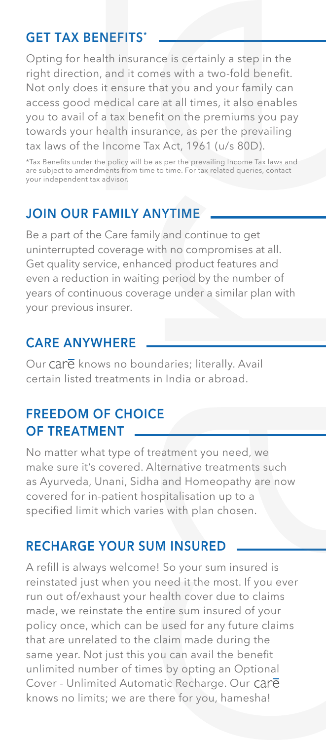## GET TAX BENEFITS*

Opting for health insurance is certainly a step in the right direction, and it comes with a two-fold benefit. Not only does it ensure that you and your family can access good medical care at all times, it also enables you to avail of a tax benefit on the premiums you pay towards your health insurance, as per the prevailing tax laws of the Income Tax Act, 1961 (u/s 80D).

*Tax Benefits under the policy will be as per the prevailing Income Tax laws and are subject to amendments from time to time. For tax related queries, contact your independent tax advisor.

## JOIN OUR FAMILY ANYTIME

Be a part of the Care family and continue to get uninterrupted coverage with no compromises at all. Get quality service, enhanced product features and even a reduction in waiting period by the number of years of continuous coverage under a similar plan with your previous insurer.

## CARE ANYWHERE

Our carē knows no boundaries; literally. Avail certain listed treatments in India or abroad.

## FREEDOM OF CHOICE OF TREATMENT

No matter what type of treatment you need, we make sure it's covered. Alternative treatments such as Ayurveda, Unani, Sidha and Homeopathy are now covered for in-patient hospitalisation up to a specified limit which varies with plan chosen.

## RECHARGE YOUR SUM INSURED

A refill is always welcome! So your sum insured is reinstated just when you need it the most. If you ever run out of/exhaust your health cover due to claims made, we reinstate the entire sum insured of your policy once, which can be used for any future claims that are unrelated to the claim made during the same year. Not just this you can avail the benefit unlimited number of times by opting an Optional Cover - Unlimited Automatic Recharge. Our carē knows no limits; we are there for you, hamesha!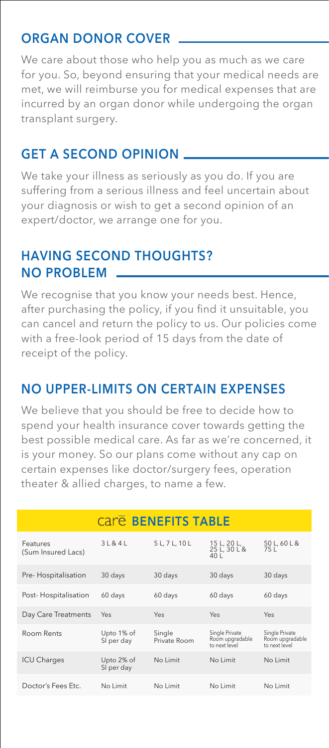## ORGAN DONOR COVER

We care about those who help you as much as we care for you. So, beyond ensuring that your medical needs are met, we will reimburse you for medical expenses that are incurred by an organ donor while undergoing the organ transplant surgery.

## GET A SECOND OPINION

We take your illness as seriously as you do. If you are suffering from a serious illness and feel uncertain about your diagnosis or wish to get a second opinion of an expert/doctor, we arrange one for you.

## HAVING SECOND THOUGHTS? NO PROBLEM

We recognise that you know your needs best. Hence, after purchasing the policy, if you find it unsuitable, you can cancel and return the policy to us. Our policies come with a free-look period of 15 days from the date of receipt of the policy.

## NO UPPER-LIMITS ON CERTAIN EXPENSES

We believe that you should be free to decide how to spend your health insurance cover towards getting the best possible medical care. As far as we're concerned, it is your money. So our plans come without any cap on certain expenses like doctor/surgery fees, operation theater & allied charges, to name a few.

## carē BENEFITS TABLE

| Features (Sum Insured Lacs) | 3 L & 4 L | 5 L, 7 L, 10 L | 15 L, 20 L, 25 L, 30 L & 40 L | 50 L, 60 L & 75 L |
|---|---|---|---|---|
| Pre- Hospitalisation | 30 days | 30 days | 30 days | 30 days |
| Post- Hospitalisation | 60 days | 60 days | 60 days | 60 days |
| Day Care Treatments | Yes | Yes | Yes | Yes |
| Room Rents | Upto 1% of SI per day | Single Private Room | Single Private Room upgradable to next level | Single Private Room upgradable to next level |
| ICU Charges | Upto 2% of SI per day | No Limit | No Limit | No Limit |
| Doctor's Fees Etc. | No Limit | No Limit | No Limit | No Limit |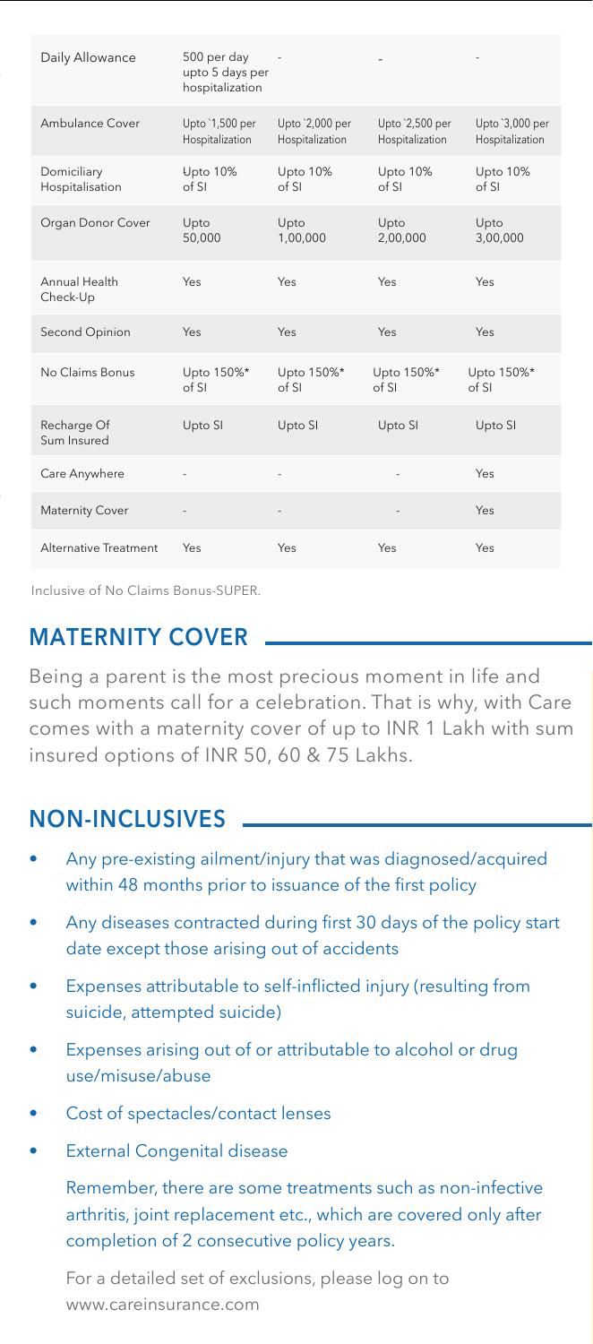| Daily Allowance | 500 per day upto 5 days per hospitalization | - | - | - |
|---|---|---|---|---|
| Ambulance Cover | Upto `1,500 per Hospitalization | Upto `2,000 per Hospitalization | Upto `2,500 per Hospitalization | Upto `3,000 per Hospitalization |
| Domiciliary Hospitalisation | Upto 10% of SI | Upto 10% of SI | Upto 10% of SI | Upto 10% of SI |
| Organ Donor Cover | Upto 50,000 | Upto 1,00,000 | Upto 2,00,000 | Upto 3,00,000 |
| Annual Health Check-Up | Yes | Yes | Yes | Yes |
| Second Opinion | Yes | Yes | Yes | Yes |
| No Claims Bonus | Upto 150%* of SI | Upto 150%* of SI | Upto 150%* of SI | Upto 150%* of SI |
| Recharge Of Sum Insured | Upto SI | Upto SI | Upto SI | Upto SI |
| Care Anywhere | - | - | - | Yes |
| Maternity Cover | - | - | - | Yes |
| Alternative Treatment | Yes | Yes | Yes | Yes |

Inclusive of No Claims Bonus-SUPER.

## MATERNITY COVER

Being a parent is the most precious moment in life and such moments call for a celebration. That is why, with Care comes with a maternity cover of up to INR 1 Lakh with sum insured options of INR 50, 60 & 75 Lakhs.

## NON-INCLUSIVES

- Any pre-existing ailment/injury that was diagnosed/acquired within 48 months prior to issuance of the first policy
- Any diseases contracted during first 30 days of the policy start date except those arising out of accidents
- Expenses attributable to self-inflicted injury (resulting from suicide, attempted suicide)
- Expenses arising out of or attributable to alcohol or drug use/misuse/abuse
- Cost of spectacles/contact lenses
- External Congenital disease

  Remember, there are some treatments such as non-infective arthritis, joint replacement etc., which are covered only after completion of 2 consecutive policy years.

  For a detailed set of exclusions, please log on to www.careinsurance.com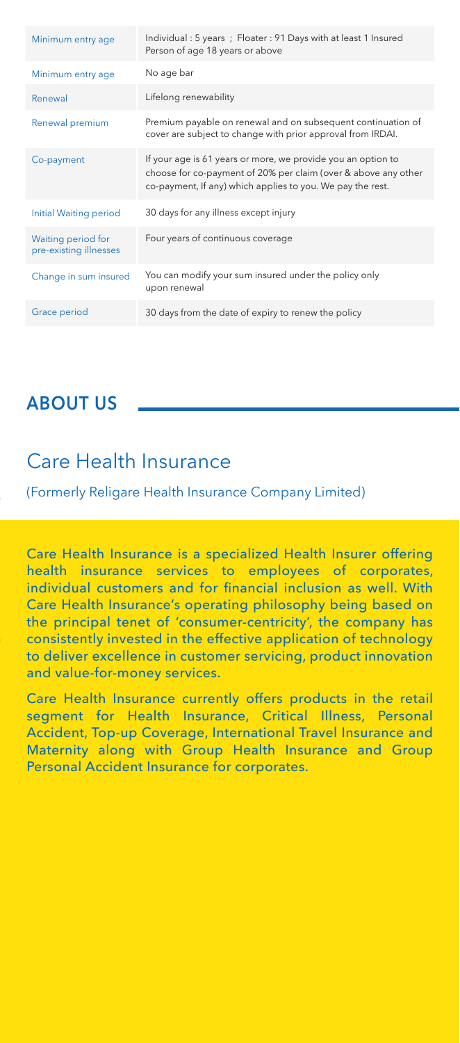| | |
|---|---|
| Minimum entry age | Individual : 5 years ; Floater : 91 Days with at least 1 Insured Person of age 18 years or above |
| Minimum entry age | No age bar |
| Renewal | Lifelong renewability |
| Renewal premium | Premium payable on renewal and on subsequent continuation of cover are subject to change with prior approval from IRDAI. |
| Co-payment | If your age is 61 years or more, we provide you an option to choose for co-payment of 20% per claim (over & above any other co-payment, If any) which applies to you. We pay the rest. |
| Initial Waiting period | 30 days for any illness except injury |
| Waiting period for pre-existing illnesses | Four years of continuous coverage |
| Change in sum insured | You can modify your sum insured under the policy only upon renewal |
| Grace period | 30 days from the date of expiry to renew the policy |

## ABOUT US

# Care Health Insurance

(Formerly Religare Health Insurance Company Limited)

Care Health Insurance is a specialized Health Insurer offering health insurance services to employees of corporates, individual customers and for financial inclusion as well. With Care Health Insurance's operating philosophy being based on the principal tenet of 'consumer-centricity', the company has consistently invested in the effective application of technology to deliver excellence in customer servicing, product innovation and value-for-money services.

Care Health Insurance currently offers products in the retail segment for Health Insurance, Critical Illness, Personal Accident, Top-up Coverage, International Travel Insurance and Maternity along with Group Health Insurance and Group Personal Accident Insurance for corporates.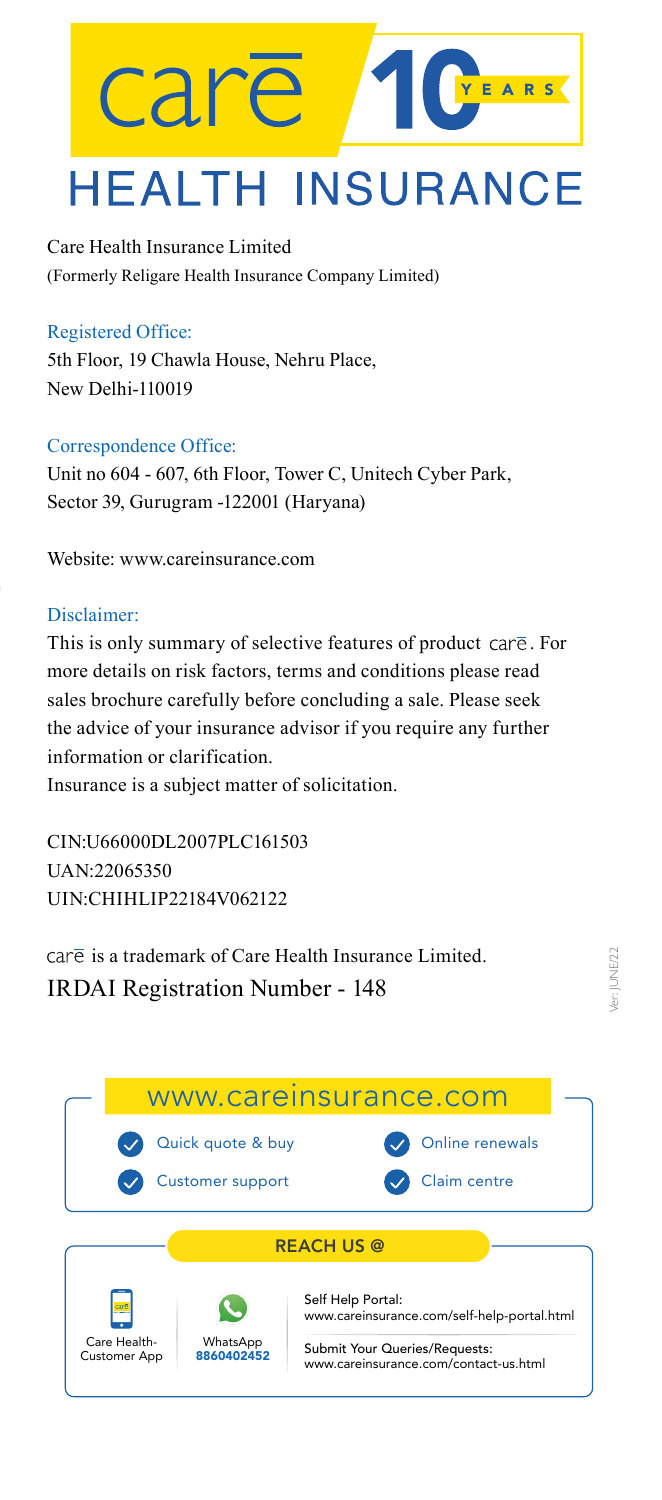# carē 10 YEARS

# HEALTH INSURANCE

Care Health Insurance Limited
(Formerly Religare Health Insurance Company Limited)

Registered Office:
5th Floor, 19 Chawla House, Nehru Place,
New Delhi-110019

Correspondence Office:
Unit no 604 - 607, 6th Floor, Tower C, Unitech Cyber Park,
Sector 39, Gurugram -122001 (Haryana)

Website: www.careinsurance.com

Disclaimer:
This is only summary of selective features of product carē. For more details on risk factors, terms and conditions please read sales brochure carefully before concluding a sale. Please seek the advice of your insurance advisor if you require any further information or clarification.
Insurance is a subject matter of solicitation.

CIN:U66000DL2007PLC161503
UAN:22065350
UIN:CHIHLIP22184V062122

carē is a trademark of Care Health Insurance Limited.
IRDAI Registration Number - 148

Ver: JUNE/22

## www.careinsurance.com

- Quick quote & buy
- Online renewals
- Customer support
- Claim centre

## REACH US @

Care Health- Customer App

WhatsApp 8860402452

Self Help Portal:
www.careinsurance.com/self-help-portal.html

Submit Your Queries/Requests:
www.careinsurance.com/contact-us.html